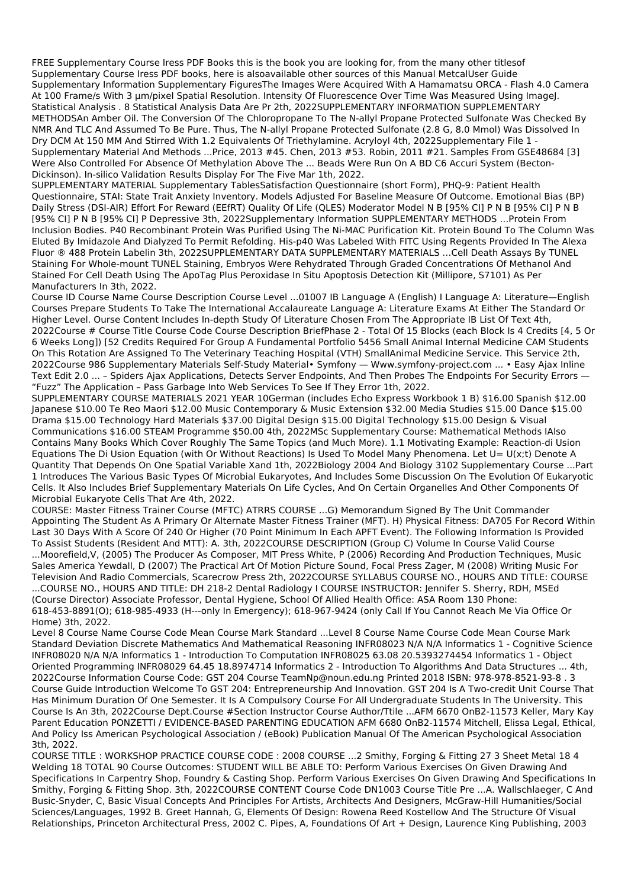FREE Supplementary Course Iress PDF Books this is the book you are looking for, from the many other titlesof Supplementary Course Iress PDF books, here is alsoavailable other sources of this Manual MetcalUser Guide
Supplementary Information Supplementary FiguresThe Images Were Acquired With A Hamamatsu ORCA - Flash 4.0 Camera At 100 Frame/s With 3 µm/pixel Spatial Resolution. Intensity Of Fluorescence Over Time Was Measured Using ImageJ. Statistical Analysis . 8 Statistical Analysis Data Are Pr 2th, 2022SUPPLEMENTARY INFORMATION SUPPLEMENTARY METHODSAn Amber Oil. The Conversion Of The Chloropropane To The N-allyl Propane Protected Sulfonate Was Checked By NMR And TLC And Assumed To Be Pure. Thus, The N-allyl Propane Protected Sulfonate (2.8 G, 8.0 Mmol) Was Dissolved In Dry DCM At 150 MM And Stirred With 1.2 Equivalents Of Triethylamine. Acryloyl 4th, 2022Supplementary File 1 - Supplementary Material And Methods ...Price, 2013 #45. Chen, 2013 #53. Robin, 2011 #21. Samples From GSE48684 [3] Were Also Controlled For Absence Of Methylation Above The ... Beads Were Run On A BD C6 Accuri System (Becton-Dickinson). In-silico Validation Results Display For The Five Mar 1th, 2022.
SUPPLEMENTARY MATERIAL Supplementary TablesSatisfaction Questionnaire (short Form), PHQ-9: Patient Health Questionnaire, STAI: State Trait Anxiety Inventory. Models Adjusted For Baseline Measure Of Outcome. Emotional Bias (BP) Daily Stress (DSI-AIR) Effort For Reward (EEfRT) Quality Of Life (QLES) Moderator Model N B [95% CI] P N B [95% CI] P N B [95% CI] P N B [95% CI] P Depressive 3th, 2022Supplementary Information SUPPLEMENTARY METHODS …Protein From Inclusion Bodies. P40 Recombinant Protein Was Purified Using The Ni-MAC Purification Kit. Protein Bound To The Column Was Eluted By Imidazole And Dialyzed To Permit Refolding. His-p40 Was Labeled With FITC Using Regents Provided In The Alexa Fluor ® 488 Protein Labelin 3th, 2022SUPPLEMENTARY DATA SUPPLEMENTARY MATERIALS …Cell Death Assays By TUNEL Staining For Whole-mount TUNEL Staining, Embryos Were Rehydrated Through Graded Concentrations Of Methanol And Stained For Cell Death Using The ApoTag Plus Peroxidase In Situ Apoptosis Detection Kit (Millipore, S7101) As Per Manufacturers In 3th, 2022.
Course ID Course Name Course Description Course Level ...01007 IB Language A (English) I Language A: Literature—English Courses Prepare Students To Take The International Accalaureate Language A: Literature Exams At Either The Standard Or Higher Level. Ourse Content Includes In-depth Study Of Literature Chosen From The Appropriate IB List Of Text 4th, 2022Course # Course Title Course Code Course Description BriefPhase 2 - Total Of 15 Blocks (each Block Is 4 Credits [4, 5 Or 6 Weeks Long]) [52 Credits Required For Group A Fundamental Portfolio 5456 Small Animal Internal Medicine CAM Students On This Rotation Are Assigned To The Veterinary Teaching Hospital (VTH) SmallAnimal Medicine Service. This Service 2th, 2022Course 986 Supplementary Materials Self-Study Material• Symfony — Www.symfony-project.com ... • Easy Ajax Inline Text Edit 2.0 ... – Spiders Ajax Applications, Detects Server Endpoints, And Then Probes The Endpoints For Security Errors — "Fuzz" The Application – Pass Garbage Into Web Services To See If They Error 1th, 2022.
SUPPLEMENTARY COURSE MATERIALS 2021 YEAR 10German (includes Echo Express Workbook 1 B) $16.00 Spanish $12.00 Japanese $10.00 Te Reo Maori $12.00 Music Contemporary & Music Extension $32.00 Media Studies $15.00 Dance $15.00 Drama $15.00 Technology Hard Materials $37.00 Digital Design $15.00 Digital Technology $15.00 Design & Visual Communications $16.00 STEAM Programme $50.00 4th, 2022MSc Supplementary Course: Mathematical Methods IAlso Contains Many Books Which Cover Roughly The Same Topics (and Much More). 1.1 Motivating Example: Reaction-di Usion Equations The Di Usion Equation (with Or Without Reactions) Is Used To Model Many Phenomena. Let U= U(x;t) Denote A Quantity That Depends On One Spatial Variable Xand 1th, 2022Biology 2004 And Biology 3102 Supplementary Course ...Part 1 Introduces The Various Basic Types Of Microbial Eukaryotes, And Includes Some Discussion On The Evolution Of Eukaryotic Cells. It Also Includes Brief Supplementary Materials On Life Cycles, And On Certain Organelles And Other Components Of Microbial Eukaryote Cells That Are 4th, 2022.
COURSE: Master Fitness Trainer Course (MFTC) ATRRS COURSE ...G) Memorandum Signed By The Unit Commander Appointing The Student As A Primary Or Alternate Master Fitness Trainer (MFT). H) Physical Fitness: DA705 For Record Within Last 30 Days With A Score Of 240 Or Higher (70 Point Minimum In Each APFT Event). The Following Information Is Provided To Assist Students (Resident And MTT): A. 3th, 2022COURSE DESCRIPTION (Group C) Volume In Course Valid Course ...Moorefield,V, (2005) The Producer As Composer, MIT Press White, P (2006) Recording And Production Techniques, Music Sales America Yewdall, D (2007) The Practical Art Of Motion Picture Sound, Focal Press Zager, M (2008) Writing Music For Television And Radio Commercials, Scarecrow Press 2th, 2022COURSE SYLLABUS COURSE NO., HOURS AND TITLE: COURSE ...COURSE NO., HOURS AND TITLE: DH 218-2 Dental Radiology I COURSE INSTRUCTOR: Jennifer S. Sherry, RDH, MSEd (Course Director) Associate Professor, Dental Hygiene, School Of Allied Health Office: ASA Room 130 Phone: 618-453-8891(O); 618-985-4933 (H---only In Emergency); 618-967-9424 (only Call If You Cannot Reach Me Via Office Or Home) 3th, 2022.
Level 8 Course Name Course Code Mean Course Mark Standard ...Level 8 Course Name Course Code Mean Course Mark Standard Deviation Discrete Mathematics And Mathematical Reasoning INFR08023 N/A N/A Informatics 1 - Cognitive Science INFR08020 N/A N/A Informatics 1 - Introduction To Computation INFR08025 63.08 20.5393274454 Informatics 1 - Object Oriented Programming INFR08029 64.45 18.8974714 Informatics 2 - Introduction To Algorithms And Data Structures ... 4th, 2022Course Information Course Code: GST 204 Course TeamNp@noun.edu.ng Printed 2018 ISBN: 978-978-8521-93-8 . 3 Course Guide Introduction Welcome To GST 204: Entrepreneurship And Innovation. GST 204 Is A Two-credit Unit Course That Has Minimum Duration Of One Semester. It Is A Compulsory Course For All Undergraduate Students In The University. This Course Is An 3th, 2022Course Dept.Course #Section Instructor Course Author/Ttile ...AFM 6670 OnB2-11573 Keller, Mary Kay Parent Education PONZETTI / EVIDENCE-BASED PARENTING EDUCATION AFM 6680 OnB2-11574 Mitchell, Elissa Legal, Ethical, And Policy Iss American Psychological Association / (eBook) Publication Manual Of The American Psychological Association 3th, 2022.
COURSE TITLE : WORKSHOP PRACTICE COURSE CODE : 2008 COURSE ...2 Smithy, Forging & Fitting 27 3 Sheet Metal 18 4 Welding 18 TOTAL 90 Course Outcomes: STUDENT WILL BE ABLE TO: Perform Various Exercises On Given Drawing And Specifications In Carpentry Shop, Foundry & Casting Shop. Perform Various Exercises On Given Drawing And Specifications In Smithy, Forging & Fitting Shop. 3th, 2022COURSE CONTENT Course Code DN1003 Course Title Pre ...A. Wallschlaeger, C And Busic-Snyder, C, Basic Visual Concepts And Principles For Artists, Architects And Designers, McGraw-Hill Humanities/Social Sciences/Languages, 1992 B. Greet Hannah, G, Elements Of Design: Rowena Reed Kostellow And The Structure Of Visual Relationships, Princeton Architectural Press, 2002 C. Pipes, A, Foundations Of Art + Design, Laurence King Publishing, 2003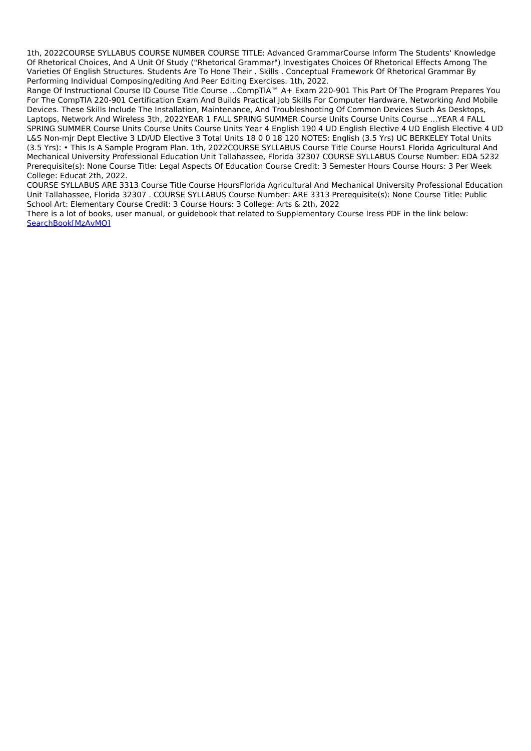1th, 2022COURSE SYLLABUS COURSE NUMBER COURSE TITLE: Advanced GrammarCourse Inform The Students' Knowledge Of Rhetorical Choices, And A Unit Of Study ("Rhetorical Grammar") Investigates Choices Of Rhetorical Effects Among The Varieties Of English Structures. Students Are To Hone Their . Skills . Conceptual Framework Of Rhetorical Grammar By Performing Individual Composing/editing And Peer Editing Exercises. 1th, 2022.

Range Of Instructional Course ID Course Title Course ...CompTIA™ A+ Exam 220-901 This Part Of The Program Prepares You For The CompTIA 220-901 Certification Exam And Builds Practical Job Skills For Computer Hardware, Networking And Mobile Devices. These Skills Include The Installation, Maintenance, And Troubleshooting Of Common Devices Such As Desktops, Laptops, Network And Wireless 3th, 2022YEAR 1 FALL SPRING SUMMER Course Units Course Units Course ...YEAR 4 FALL SPRING SUMMER Course Units Course Units Course Units Year 4 English 190 4 UD English Elective 4 UD English Elective 4 UD L&S Non-mjr Dept Elective 3 LD/UD Elective 3 Total Units 18 0 0 18 120 NOTES: English (3.5 Yrs) UC BERKELEY Total Units (3.5 Yrs): • This Is A Sample Program Plan. 1th, 2022COURSE SYLLABUS Course Title Course Hours1 Florida Agricultural And Mechanical University Professional Education Unit Tallahassee, Florida 32307 COURSE SYLLABUS Course Number: EDA 5232 Prerequisite(s): None Course Title: Legal Aspects Of Education Course Credit: 3 Semester Hours Course Hours: 3 Per Week College: Educat 2th, 2022.

COURSE SYLLABUS ARE 3313 Course Title Course HoursFlorida Agricultural And Mechanical University Professional Education Unit Tallahassee, Florida 32307 . COURSE SYLLABUS Course Number: ARE 3313 Prerequisite(s): None Course Title: Public School Art: Elementary Course Credit: 3 Course Hours: 3 College: Arts & 2th, 2022

There is a lot of books, user manual, or guidebook that related to Supplementary Course Iress PDF in the link below:
SearchBook[MzAvMQ]